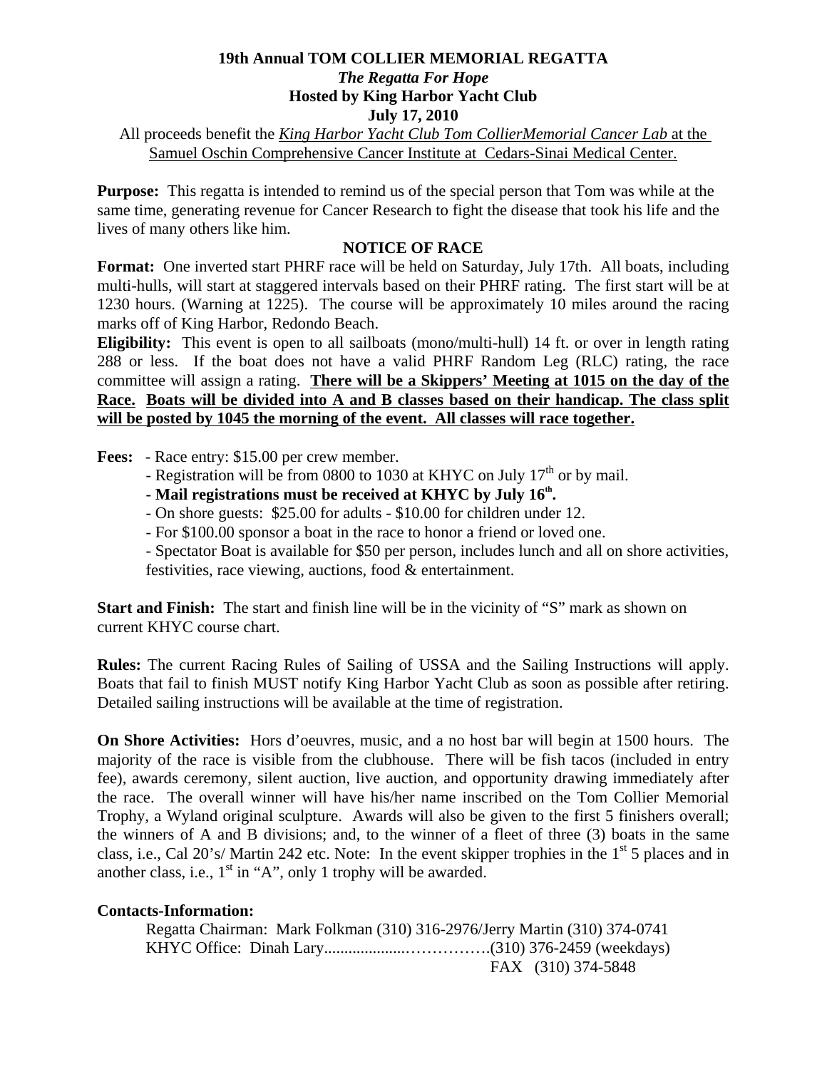# 19th Annual TOM COLLIER MEMORIAL REGATTA

*The Regatta For Hope*

**Hosted by King Harbor Yacht Club**

**July 17, 2010**

All proceeds benefit the *King Harbor Yacht Club Tom CollierMemorial Cancer Lab* at the Samuel Oschin Comprehensive Cancer Institute at Cedars-Sinai Medical Center.

**Purpose:** This regatta is intended to remind us of the special person that Tom was while at the same time, generating revenue for Cancer Research to fight the disease that took his life and the lives of many others like him.

## NOTICE OF RACE

**Format:** One inverted start PHRF race will be held on Saturday, July 17th. All boats, including multi-hulls, will start at staggered intervals based on their PHRF rating. The first start will be at 1230 hours. (Warning at 1225). The course will be approximately 10 miles around the racing marks off of King Harbor, Redondo Beach.

**Eligibility:** This event is open to all sailboats (mono/multi-hull) 14 ft. or over in length rating 288 or less. If the boat does not have a valid PHRF Random Leg (RLC) rating, the race committee will assign a rating. **There will be a Skippers' Meeting at 1015 on the day of the Race. Boats will be divided into A and B classes based on their handicap. The class split will be posted by 1045 the morning of the event. All classes will race together.**

**Fees:**
- Race entry: $15.00 per crew member.
- Registration will be from 0800 to 1030 at KHYC on July 17th or by mail.
- **Mail registrations must be received at KHYC by July 16th.**
- On shore guests: $25.00 for adults - $10.00 for children under 12.
- For $100.00 sponsor a boat in the race to honor a friend or loved one.
- Spectator Boat is available for $50 per person, includes lunch and all on shore activities, festivities, race viewing, auctions, food & entertainment.

**Start and Finish:** The start and finish line will be in the vicinity of "S" mark as shown on current KHYC course chart.

**Rules:** The current Racing Rules of Sailing of USSA and the Sailing Instructions will apply. Boats that fail to finish MUST notify King Harbor Yacht Club as soon as possible after retiring. Detailed sailing instructions will be available at the time of registration.

**On Shore Activities:** Hors d'oeuvres, music, and a no host bar will begin at 1500 hours. The majority of the race is visible from the clubhouse. There will be fish tacos (included in entry fee), awards ceremony, silent auction, live auction, and opportunity drawing immediately after the race. The overall winner will have his/her name inscribed on the Tom Collier Memorial Trophy, a Wyland original sculpture. Awards will also be given to the first 5 finishers overall; the winners of A and B divisions; and, to the winner of a fleet of three (3) boats in the same class, i.e., Cal 20's/ Martin 242 etc. Note: In the event skipper trophies in the 1st 5 places and in another class, i.e., 1st in "A", only 1 trophy will be awarded.

**Contacts-Information:**

Regatta Chairman: Mark Folkman (310) 316-2976/Jerry Martin (310) 374-0741

KHYC Office: Dinah Lary.................................(310) 376-2459 (weekdays)

FAX (310) 374-5848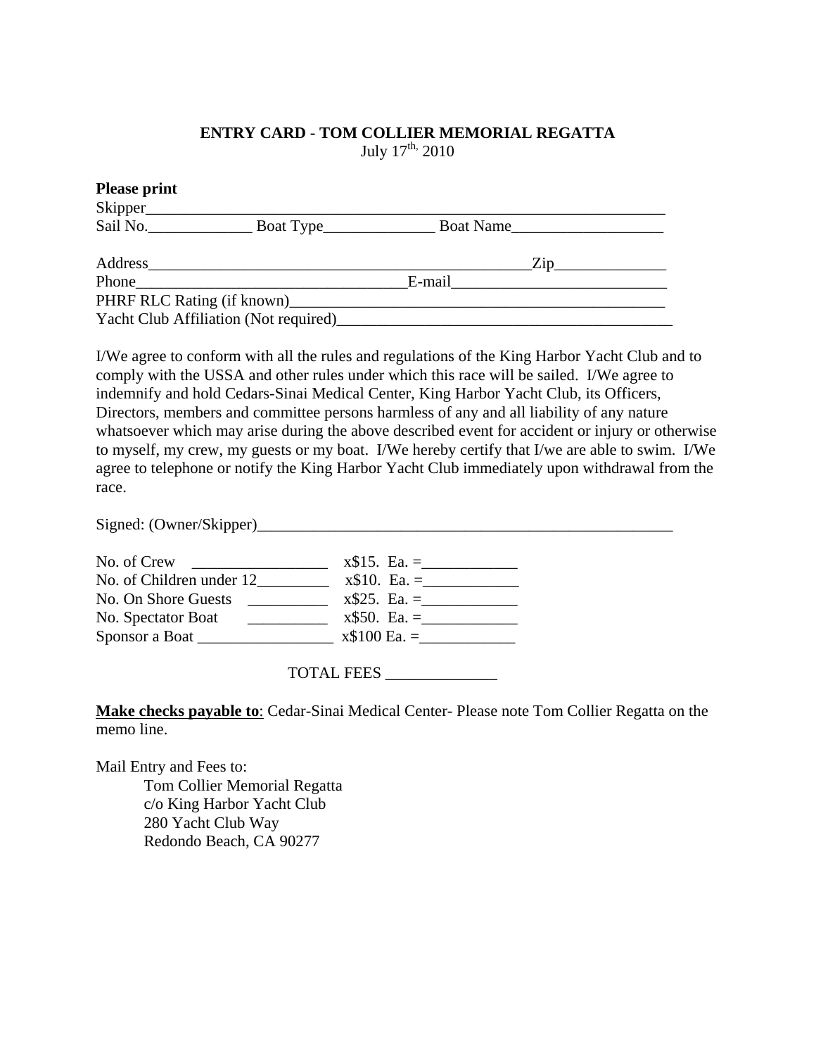**ENTRY CARD - TOM COLLIER MEMORIAL REGATTA**
July 17th, 2010

**Please print**

Skipper_____________________________________________________________________

Sail No._____________ Boat Type______________ Boat Name___________________

Address_________________________________________________Zip______________

Phone___________________________________E-mail____________________________

PHRF RLC Rating (if known)__________________________________________________

Yacht Club Affiliation (Not required)__________________________________________

I/We agree to conform with all the rules and regulations of the King Harbor Yacht Club and to comply with the USSA and other rules under which this race will be sailed. I/We agree to indemnify and hold Cedars-Sinai Medical Center, King Harbor Yacht Club, its Officers, Directors, members and committee persons harmless of any and all liability of any nature whatsoever which may arise during the above described event for accident or injury or otherwise to myself, my crew, my guests or my boat. I/We hereby certify that I/we are able to swim. I/We agree to telephone or notify the King Harbor Yacht Club immediately upon withdrawal from the race.

Signed: (Owner/Skipper)_____________________________________________________

| | | |
|---|---|---|
| No. of Crew | _________________ | x$15. Ea. =____________ |
| No. of Children under 12 | _________ | x$10. Ea. =____________ |
| No. On Shore Guests | __________ | x$25. Ea. =____________ |
| No. Spectator Boat | __________ | x$50. Ea. =____________ |
| Sponsor a Boat | _________________ | x$100 Ea. =____________ |

TOTAL FEES ______________

**Make checks payable to**: Cedar-Sinai Medical Center- Please note Tom Collier Regatta on the memo line.

Mail Entry and Fees to:

Tom Collier Memorial Regatta
c/o King Harbor Yacht Club
280 Yacht Club Way
Redondo Beach, CA 90277